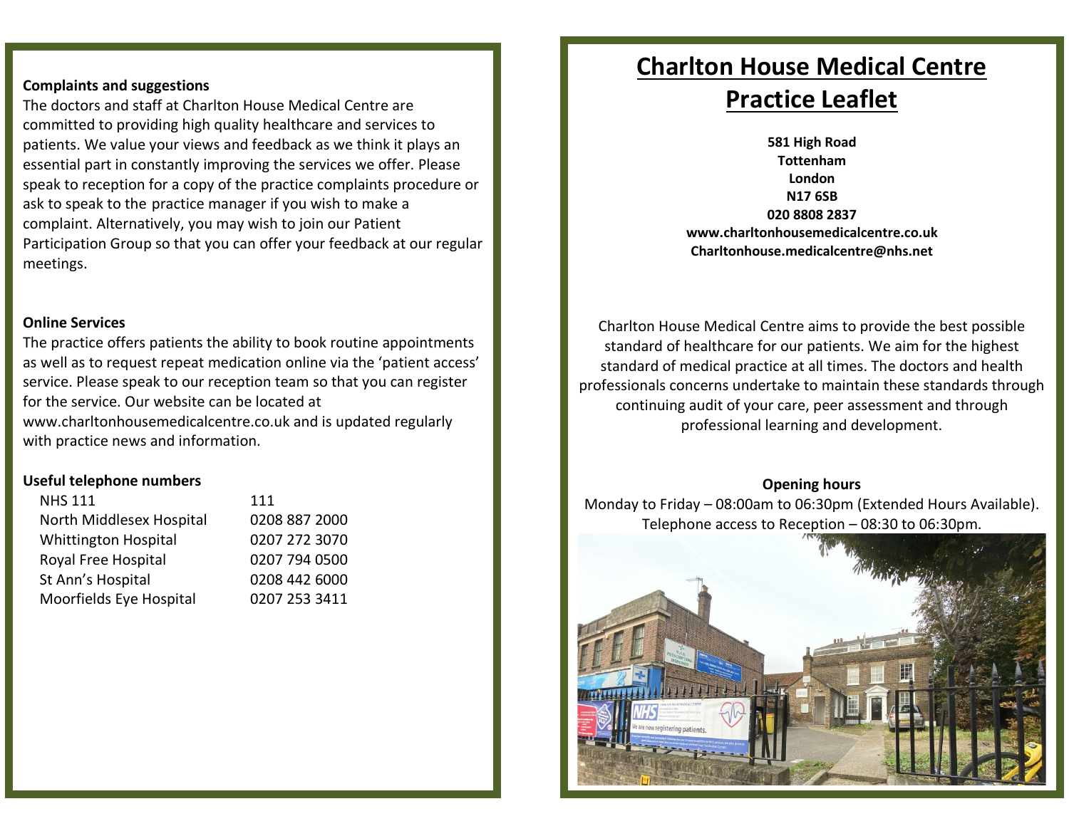# Charlton House Medical Centre Practice Leaflet

**581 High Road**
**Tottenham**
**London**
**N17 6SB**
**020 8808 2837**
**www.charltonhousemedicalcentre.co.uk**
**Charltonhouse.medicalcentre@nhs.net**

Charlton House Medical Centre aims to provide the best possible standard of healthcare for our patients. We aim for the highest standard of medical practice at all times. The doctors and health professionals concerns undertake to maintain these standards through continuing audit of your care, peer assessment and through professional learning and development.

**Opening hours**

Monday to Friday – 08:00am to 06:30pm (Extended Hours Available).
Telephone access to Reception – 08:30 to 06:30pm.

**Complaints and suggestions**

The doctors and staff at Charlton House Medical Centre are committed to providing high quality healthcare and services to patients. We value your views and feedback as we think it plays an essential part in constantly improving the services we offer. Please speak to reception for a copy of the practice complaints procedure or ask to speak to the practice manager if you wish to make a complaint. Alternatively, you may wish to join our Patient Participation Group so that you can offer your feedback at our regular meetings.

**Online Services**

The practice offers patients the ability to book routine appointments as well as to request repeat medication online via the 'patient access' service. Please speak to our reception team so that you can register for the service. Our website can be located at www.charltonhousemedicalcentre.co.uk and is updated regularly with practice news and information.

**Useful telephone numbers**

| | |
|---|---|
| NHS 111 | 111 |
| North Middlesex Hospital | 0208 887 2000 |
| Whittington Hospital | 0207 272 3070 |
| Royal Free Hospital | 0207 794 0500 |
| St Ann's Hospital | 0208 442 6000 |
| Moorfields Eye Hospital | 0207 253 3411 |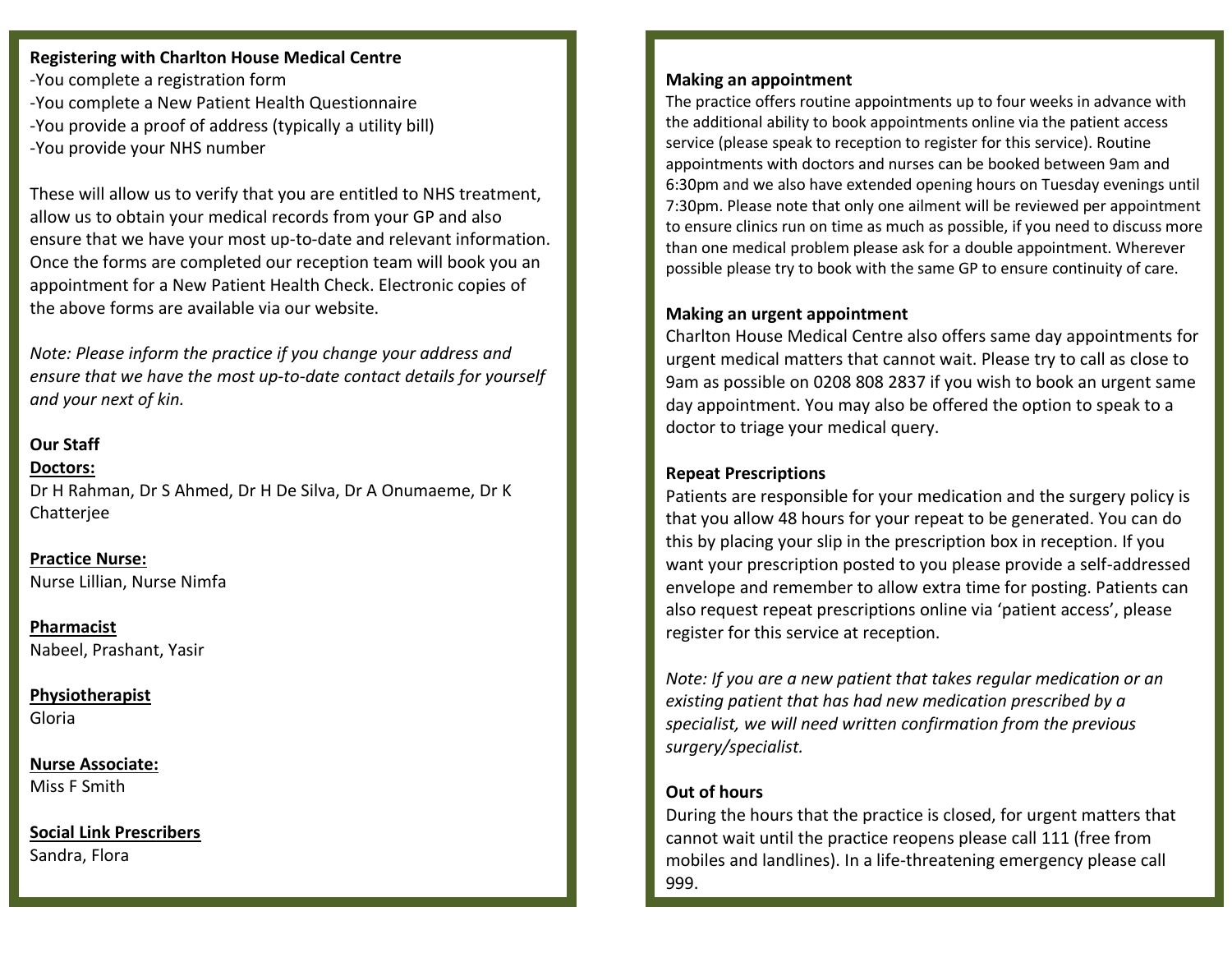**Registering with Charlton House Medical Centre**

-You complete a registration form
-You complete a New Patient Health Questionnaire
-You provide a proof of address (typically a utility bill)
-You provide your NHS number

These will allow us to verify that you are entitled to NHS treatment, allow us to obtain your medical records from your GP and also ensure that we have your most up-to-date and relevant information. Once the forms are completed our reception team will book you an appointment for a New Patient Health Check. Electronic copies of the above forms are available via our website.

*Note: Please inform the practice if you change your address and ensure that we have the most up-to-date contact details for yourself and your next of kin.*

**Our Staff**

**Doctors:**

Dr H Rahman, Dr S Ahmed, Dr H De Silva, Dr A Onumaeme, Dr K Chatterjee

**Practice Nurse:**

Nurse Lillian, Nurse Nimfa

**Pharmacist**

Nabeel, Prashant, Yasir

**Physiotherapist**

Gloria

**Nurse Associate:**

Miss F Smith

**Social Link Prescribers**

Sandra, Flora

**Making an appointment**

The practice offers routine appointments up to four weeks in advance with the additional ability to book appointments online via the patient access service (please speak to reception to register for this service). Routine appointments with doctors and nurses can be booked between 9am and 6:30pm and we also have extended opening hours on Tuesday evenings until 7:30pm. Please note that only one ailment will be reviewed per appointment to ensure clinics run on time as much as possible, if you need to discuss more than one medical problem please ask for a double appointment. Wherever possible please try to book with the same GP to ensure continuity of care.

**Making an urgent appointment**

Charlton House Medical Centre also offers same day appointments for urgent medical matters that cannot wait. Please try to call as close to 9am as possible on 0208 808 2837 if you wish to book an urgent same day appointment. You may also be offered the option to speak to a doctor to triage your medical query.

**Repeat Prescriptions**

Patients are responsible for your medication and the surgery policy is that you allow 48 hours for your repeat to be generated. You can do this by placing your slip in the prescription box in reception. If you want your prescription posted to you please provide a self-addressed envelope and remember to allow extra time for posting. Patients can also request repeat prescriptions online via 'patient access', please register for this service at reception.

*Note: If you are a new patient that takes regular medication or an existing patient that has had new medication prescribed by a specialist, we will need written confirmation from the previous surgery/specialist.*

**Out of hours**

During the hours that the practice is closed, for urgent matters that cannot wait until the practice reopens please call 111 (free from mobiles and landlines). In a life-threatening emergency please call 999.